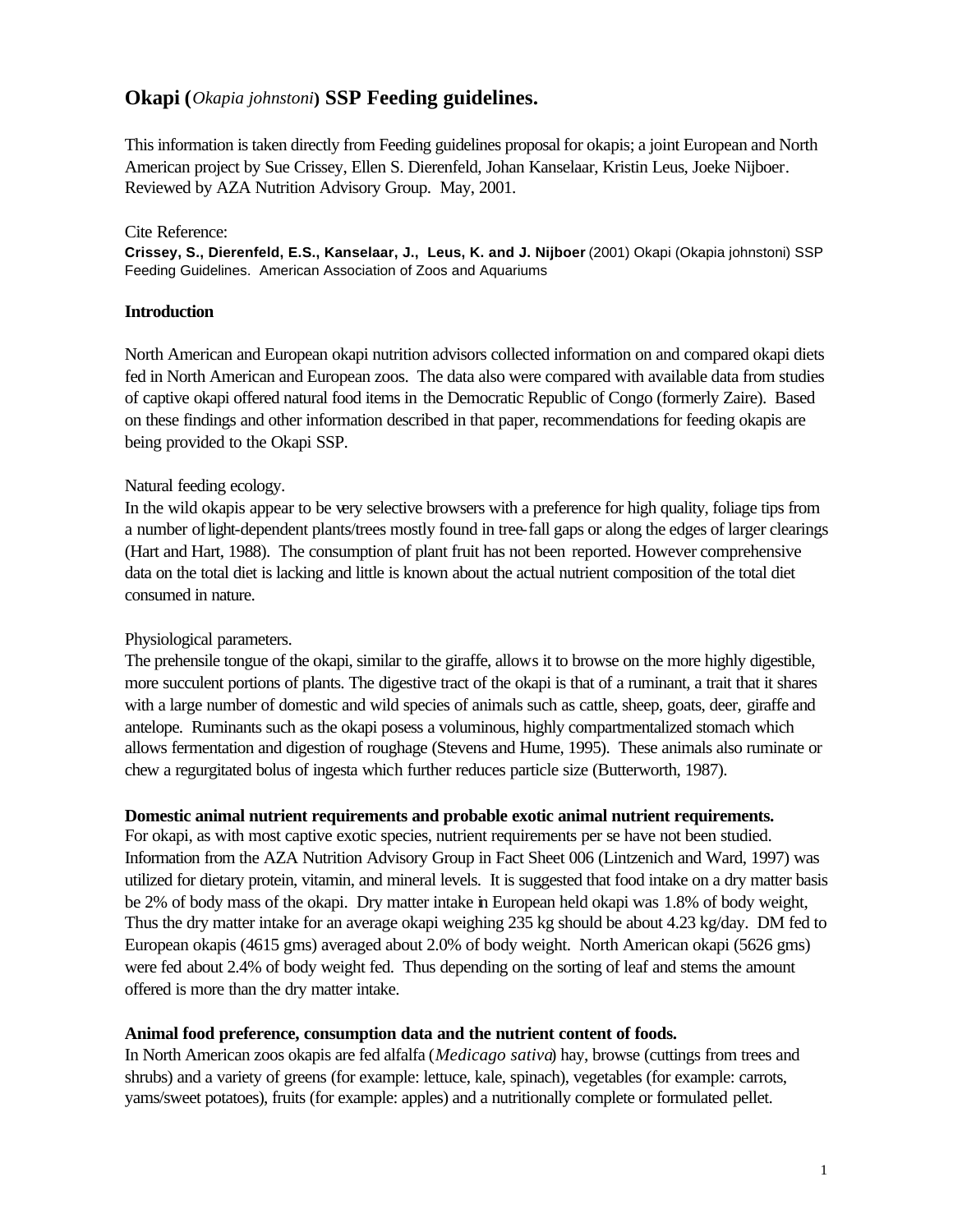# Okapi (*Okapia johnstoni*) SSP Feeding guidelines.

This information is taken directly from Feeding guidelines proposal for okapis; a joint European and North American project by Sue Crissey, Ellen S. Dierenfeld, Johan Kanselaar, Kristin Leus, Joeke Nijboer. Reviewed by AZA Nutrition Advisory Group. May, 2001.

Cite Reference:
**Crissey, S., Dierenfeld, E.S., Kanselaar, J., Leus, K. and J. Nijboer** (2001) Okapi (Okapia johnstoni) SSP Feeding Guidelines. American Association of Zoos and Aquariums

## Introduction

North American and European okapi nutrition advisors collected information on and compared okapi diets fed in North American and European zoos. The data also were compared with available data from studies of captive okapi offered natural food items in the Democratic Republic of Congo (formerly Zaire). Based on these findings and other information described in that paper, recommendations for feeding okapis are being provided to the Okapi SSP.

Natural feeding ecology.
In the wild okapis appear to be very selective browsers with a preference for high quality, foliage tips from a number of light-dependent plants/trees mostly found in tree-fall gaps or along the edges of larger clearings (Hart and Hart, 1988). The consumption of plant fruit has not been reported. However comprehensive data on the total diet is lacking and little is known about the actual nutrient composition of the total diet consumed in nature.

Physiological parameters.
The prehensile tongue of the okapi, similar to the giraffe, allows it to browse on the more highly digestible, more succulent portions of plants. The digestive tract of the okapi is that of a ruminant, a trait that it shares with a large number of domestic and wild species of animals such as cattle, sheep, goats, deer, giraffe and antelope. Ruminants such as the okapi posess a voluminous, highly compartmentalized stomach which allows fermentation and digestion of roughage (Stevens and Hume, 1995). These animals also ruminate or chew a regurgitated bolus of ingesta which further reduces particle size (Butterworth, 1987).

## Domestic animal nutrient requirements and probable exotic animal nutrient requirements.

For okapi, as with most captive exotic species, nutrient requirements per se have not been studied. Information from the AZA Nutrition Advisory Group in Fact Sheet 006 (Lintzenich and Ward, 1997) was utilized for dietary protein, vitamin, and mineral levels. It is suggested that food intake on a dry matter basis be 2% of body mass of the okapi. Dry matter intake in European held okapi was 1.8% of body weight, Thus the dry matter intake for an average okapi weighing 235 kg should be about 4.23 kg/day. DM fed to European okapis (4615 gms) averaged about 2.0% of body weight. North American okapi (5626 gms) were fed about 2.4% of body weight fed. Thus depending on the sorting of leaf and stems the amount offered is more than the dry matter intake.

## Animal food preference, consumption data and the nutrient content of foods.

In North American zoos okapis are fed alfalfa (*Medicago sativa*) hay, browse (cuttings from trees and shrubs) and a variety of greens (for example: lettuce, kale, spinach), vegetables (for example: carrots, yams/sweet potatoes), fruits (for example: apples) and a nutritionally complete or formulated pellet.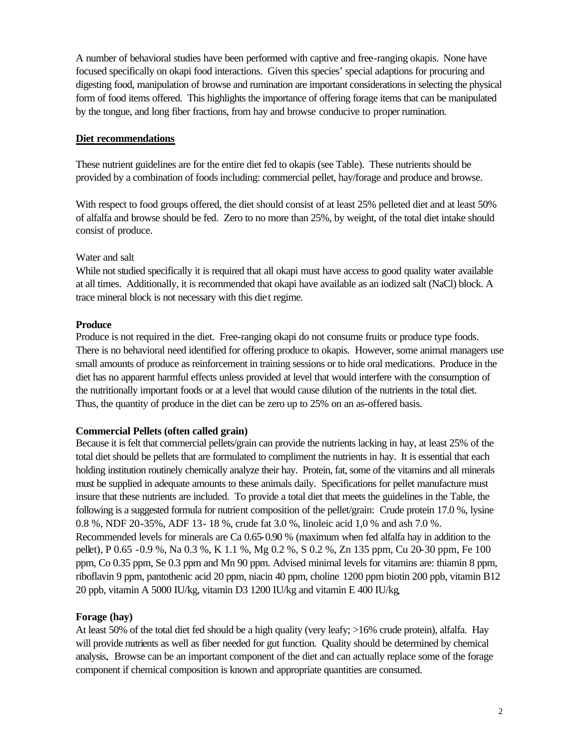A number of behavioral studies have been performed with captive and free-ranging okapis. None have focused specifically on okapi food interactions. Given this species' special adaptions for procuring and digesting food, manipulation of browse and rumination are important considerations in selecting the physical form of food items offered. This highlights the importance of offering forage items that can be manipulated by the tongue, and long fiber fractions, from hay and browse conducive to proper rumination.

## Diet recommendations

These nutrient guidelines are for the entire diet fed to okapis (see Table). These nutrients should be provided by a combination of foods including: commercial pellet, hay/forage and produce and browse.

With respect to food groups offered, the diet should consist of at least 25% pelleted diet and at least 50% of alfalfa and browse should be fed. Zero to no more than 25%, by weight, of the total diet intake should consist of produce.

Water and salt

While not studied specifically it is required that all okapi must have access to good quality water available at all times. Additionally, it is recommended that okapi have available as an iodized salt (NaCl) block. A trace mineral block is not necessary with this diet regime.

### Produce

Produce is not required in the diet. Free-ranging okapi do not consume fruits or produce type foods. There is no behavioral need identified for offering produce to okapis. However, some animal managers use small amounts of produce as reinforcement in training sessions or to hide oral medications. Produce in the diet has no apparent harmful effects unless provided at level that would interfere with the consumption of the nutritionally important foods or at a level that would cause dilution of the nutrients in the total diet. Thus, the quantity of produce in the diet can be zero up to 25% on an as-offered basis.

### Commercial Pellets (often called grain)

Because it is felt that commercial pellets/grain can provide the nutrients lacking in hay, at least 25% of the total diet should be pellets that are formulated to compliment the nutrients in hay. It is essential that each holding institution routinely chemically analyze their hay. Protein, fat, some of the vitamins and all minerals must be supplied in adequate amounts to these animals daily. Specifications for pellet manufacture must insure that these nutrients are included. To provide a total diet that meets the guidelines in the Table, the following is a suggested formula for nutrient composition of the pellet/grain: Crude protein 17.0 %, lysine 0.8 %, NDF 20-35%, ADF 13- 18 %, crude fat 3.0 %, linoleic acid 1,0 % and ash 7.0 %. Recommended levels for minerals are Ca 0.65-0.90 % (maximum when fed alfalfa hay in addition to the pellet), P 0.65 -0.9 %, Na 0.3 %, K 1.1 %, Mg 0.2 %, S 0.2 %, Zn 135 ppm, Cu 20-30 ppm, Fe 100 ppm, Co 0.35 ppm, Se 0.3 ppm and Mn 90 ppm. Advised minimal levels for vitamins are: thiamin 8 ppm, riboflavin 9 ppm, pantothenic acid 20 ppm, niacin 40 ppm, choline 1200 ppm biotin 200 ppb, vitamin B12 20 ppb, vitamin A 5000 IU/kg, vitamin D3 1200 IU/kg and vitamin E 400 IU/kg.

### Forage (hay)

At least 50% of the total diet fed should be a high quality (very leafy; >16% crude protein), alfalfa. Hay will provide nutrients as well as fiber needed for gut function. Quality should be determined by chemical analysis. Browse can be an important component of the diet and can actually replace some of the forage component if chemical composition is known and appropriate quantities are consumed.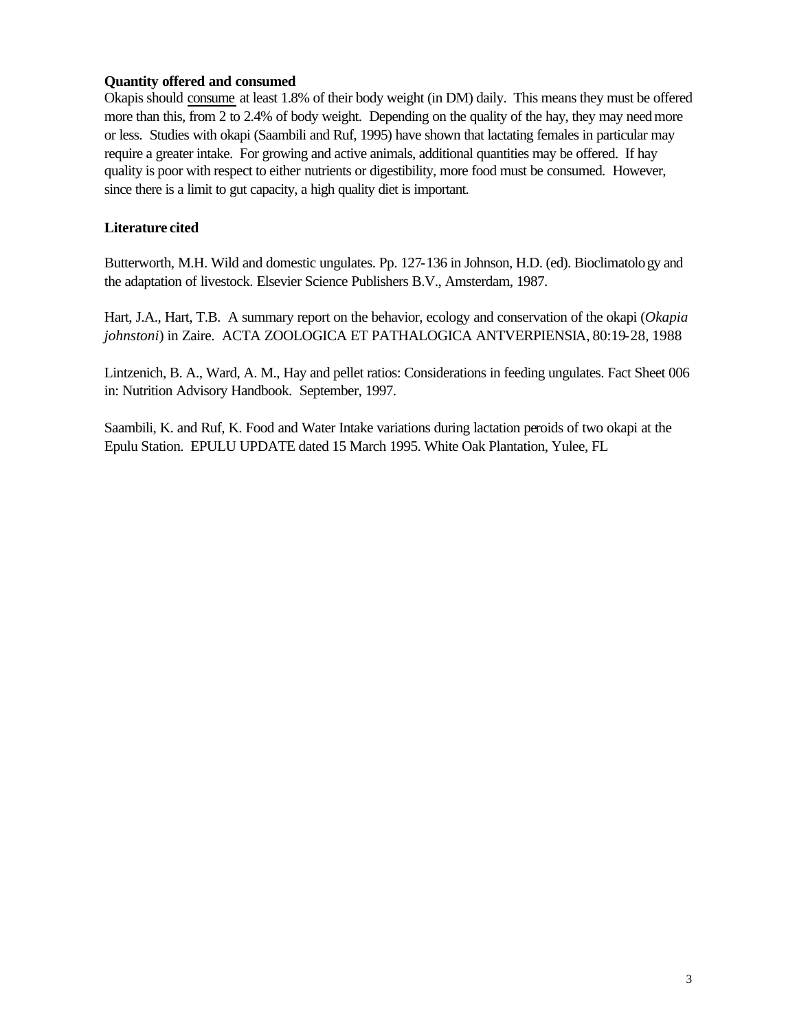**Quantity offered and consumed**

Okapis should consume at least 1.8% of their body weight (in DM) daily. This means they must be offered more than this, from 2 to 2.4% of body weight. Depending on the quality of the hay, they may need more or less. Studies with okapi (Saambili and Ruf, 1995) have shown that lactating females in particular may require a greater intake. For growing and active animals, additional quantities may be offered. If hay quality is poor with respect to either nutrients or digestibility, more food must be consumed. However, since there is a limit to gut capacity, a high quality diet is important.

**Literature cited**

Butterworth, M.H. Wild and domestic ungulates. Pp. 127-136 in Johnson, H.D. (ed). Bioclimatology and the adaptation of livestock. Elsevier Science Publishers B.V., Amsterdam, 1987.

Hart, J.A., Hart, T.B. A summary report on the behavior, ecology and conservation of the okapi (*Okapia johnstoni*) in Zaire. ACTA ZOOLOGICA ET PATHALOGICA ANTVERPIENSIA, 80:19-28, 1988

Lintzenich, B. A., Ward, A. M., Hay and pellet ratios: Considerations in feeding ungulates. Fact Sheet 006 in: Nutrition Advisory Handbook. September, 1997.

Saambili, K. and Ruf, K. Food and Water Intake variations during lactation peroids of two okapi at the Epulu Station. EPULU UPDATE dated 15 March 1995. White Oak Plantation, Yulee, FL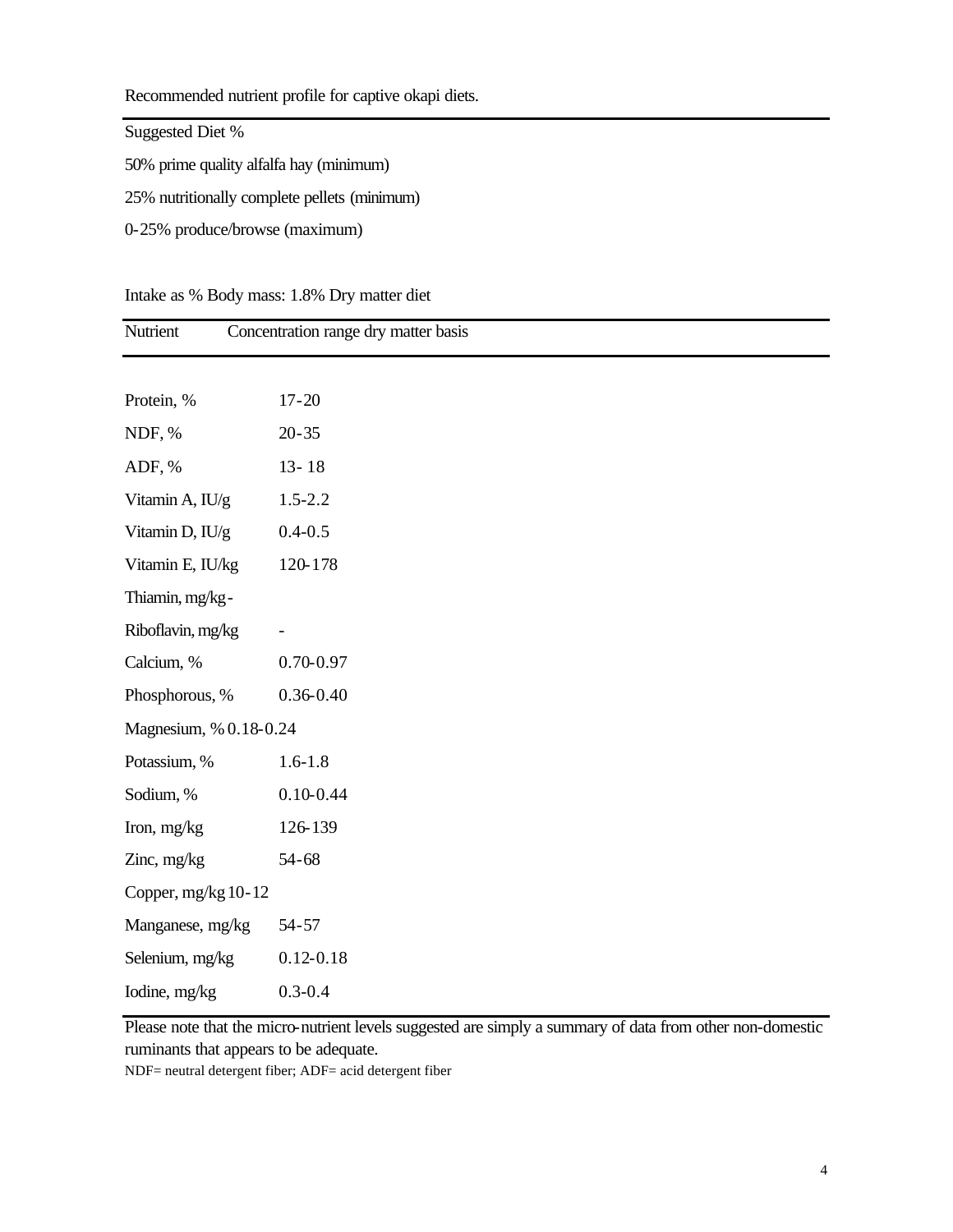Recommended nutrient profile for captive okapi diets.

| Suggested Diet % |
| --- |
| 50% prime quality alfalfa hay (minimum) |
| 25% nutritionally complete pellets (minimum) |
| 0-25% produce/browse (maximum) |

Intake as % Body mass: 1.8% Dry matter diet

| Nutrient | Concentration range dry matter basis |
| --- | --- |
| Protein, % | 17-20 |
| NDF, % | 20-35 |
| ADF, % | 13- 18 |
| Vitamin A, IU/g | 1.5-2.2 |
| Vitamin D, IU/g | 0.4-0.5 |
| Vitamin E, IU/kg | 120-178 |
| Thiamin, mg/kg | - |
| Riboflavin, mg/kg | - |
| Calcium, % | 0.70-0.97 |
| Phosphorous, % | 0.36-0.40 |
| Magnesium, % | 0.18-0.24 |
| Potassium, % | 1.6-1.8 |
| Sodium, % | 0.10-0.44 |
| Iron, mg/kg | 126-139 |
| Zinc, mg/kg | 54-68 |
| Copper, mg/kg | 10-12 |
| Manganese, mg/kg | 54-57 |
| Selenium, mg/kg | 0.12-0.18 |
| Iodine, mg/kg | 0.3-0.4 |

Please note that the micro-nutrient levels suggested are simply a summary of data from other non-domestic ruminants that appears to be adequate.

NDF= neutral detergent fiber; ADF= acid detergent fiber